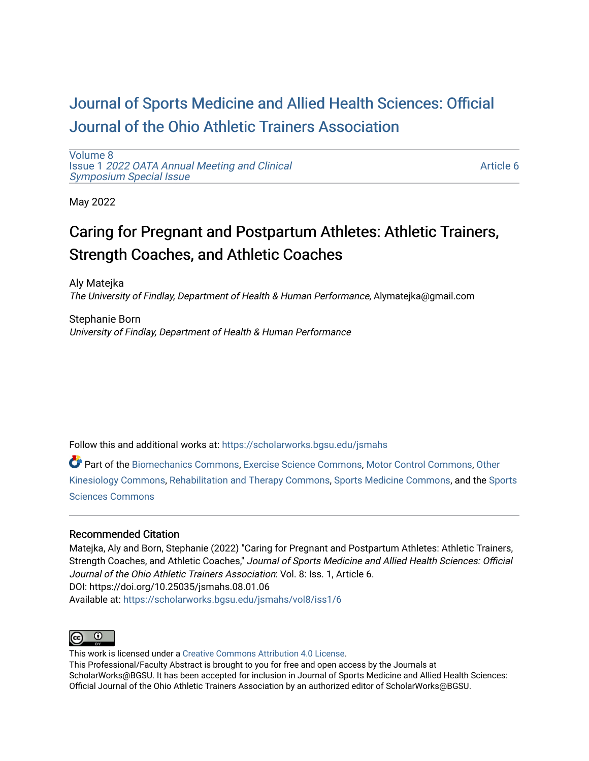# Journal of Sports Medicine and Allied Health Sciences: Official Journal of the Ohio Athletic Trainers Association

Volume 8
Issue 1 *2022 OATA Annual Meeting and Clinical Symposium Special Issue*

Article 6

May 2022

## Caring for Pregnant and Postpartum Athletes: Athletic Trainers, Strength Coaches, and Athletic Coaches

Aly Matejka
*The University of Findlay, Department of Health & Human Performance*, Alymatejka@gmail.com

Stephanie Born
*University of Findlay, Department of Health & Human Performance*

Follow this and additional works at: https://scholarworks.bgsu.edu/jsmahs

Part of the Biomechanics Commons, Exercise Science Commons, Motor Control Commons, Other Kinesiology Commons, Rehabilitation and Therapy Commons, Sports Medicine Commons, and the Sports Sciences Commons

### Recommended Citation

Matejka, Aly and Born, Stephanie (2022) "Caring for Pregnant and Postpartum Athletes: Athletic Trainers, Strength Coaches, and Athletic Coaches," *Journal of Sports Medicine and Allied Health Sciences: Official Journal of the Ohio Athletic Trainers Association*: Vol. 8: Iss. 1, Article 6.
DOI: https://doi.org/10.25035/jsmahs.08.01.06
Available at: https://scholarworks.bgsu.edu/jsmahs/vol8/iss1/6

This work is licensed under a Creative Commons Attribution 4.0 License.
This Professional/Faculty Abstract is brought to you for free and open access by the Journals at ScholarWorks@BGSU. It has been accepted for inclusion in Journal of Sports Medicine and Allied Health Sciences: Official Journal of the Ohio Athletic Trainers Association by an authorized editor of ScholarWorks@BGSU.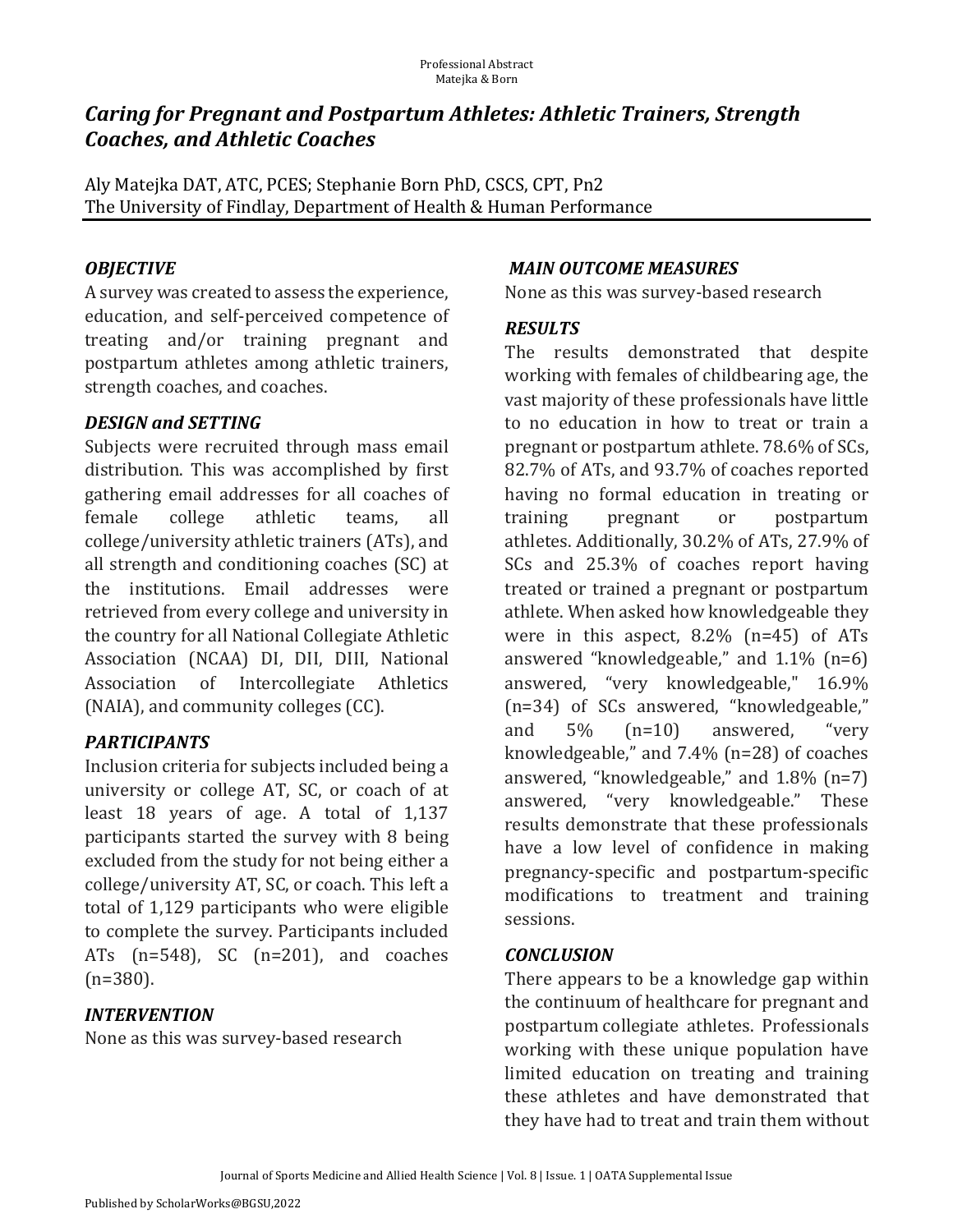# Caring for Pregnant and Postpartum Athletes: Athletic Trainers, Strength Coaches, and Athletic Coaches

Aly Matejka DAT, ATC, PCES; Stephanie Born PhD, CSCS, CPT, Pn2
The University of Findlay, Department of Health & Human Performance

## *OBJECTIVE*

A survey was created to assess the experience, education, and self-perceived competence of treating and/or training pregnant and postpartum athletes among athletic trainers, strength coaches, and coaches.

## *DESIGN and SETTING*

Subjects were recruited through mass email distribution. This was accomplished by first gathering email addresses for all coaches of female college athletic teams, all college/university athletic trainers (ATs), and all strength and conditioning coaches (SC) at the institutions. Email addresses were retrieved from every college and university in the country for all National Collegiate Athletic Association (NCAA) DI, DII, DIII, National Association of Intercollegiate Athletics (NAIA), and community colleges (CC).

## *PARTICIPANTS*

Inclusion criteria for subjects included being a university or college AT, SC, or coach of at least 18 years of age. A total of 1,137 participants started the survey with 8 being excluded from the study for not being either a college/university AT, SC, or coach. This left a total of 1,129 participants who were eligible to complete the survey. Participants included ATs (n=548), SC (n=201), and coaches (n=380).

## *INTERVENTION*

None as this was survey-based research

## *MAIN OUTCOME MEASURES*

None as this was survey-based research

## *RESULTS*

The results demonstrated that despite working with females of childbearing age, the vast majority of these professionals have little to no education in how to treat or train a pregnant or postpartum athlete. 78.6% of SCs, 82.7% of ATs, and 93.7% of coaches reported having no formal education in treating or training pregnant or postpartum athletes. Additionally, 30.2% of ATs, 27.9% of SCs and 25.3% of coaches report having treated or trained a pregnant or postpartum athlete. When asked how knowledgeable they were in this aspect, 8.2% (n=45) of ATs answered "knowledgeable," and 1.1% (n=6) answered, "very knowledgeable," 16.9% (n=34) of SCs answered, "knowledgeable," and 5% (n=10) answered, "very knowledgeable," and 7.4% (n=28) of coaches answered, "knowledgeable," and 1.8% (n=7) answered, "very knowledgeable." These results demonstrate that these professionals have a low level of confidence in making pregnancy-specific and postpartum-specific modifications to treatment and training sessions.

## *CONCLUSION*

There appears to be a knowledge gap within the continuum of healthcare for pregnant and postpartum collegiate athletes. Professionals working with these unique population have limited education on treating and training these athletes and have demonstrated that they have had to treat and train them without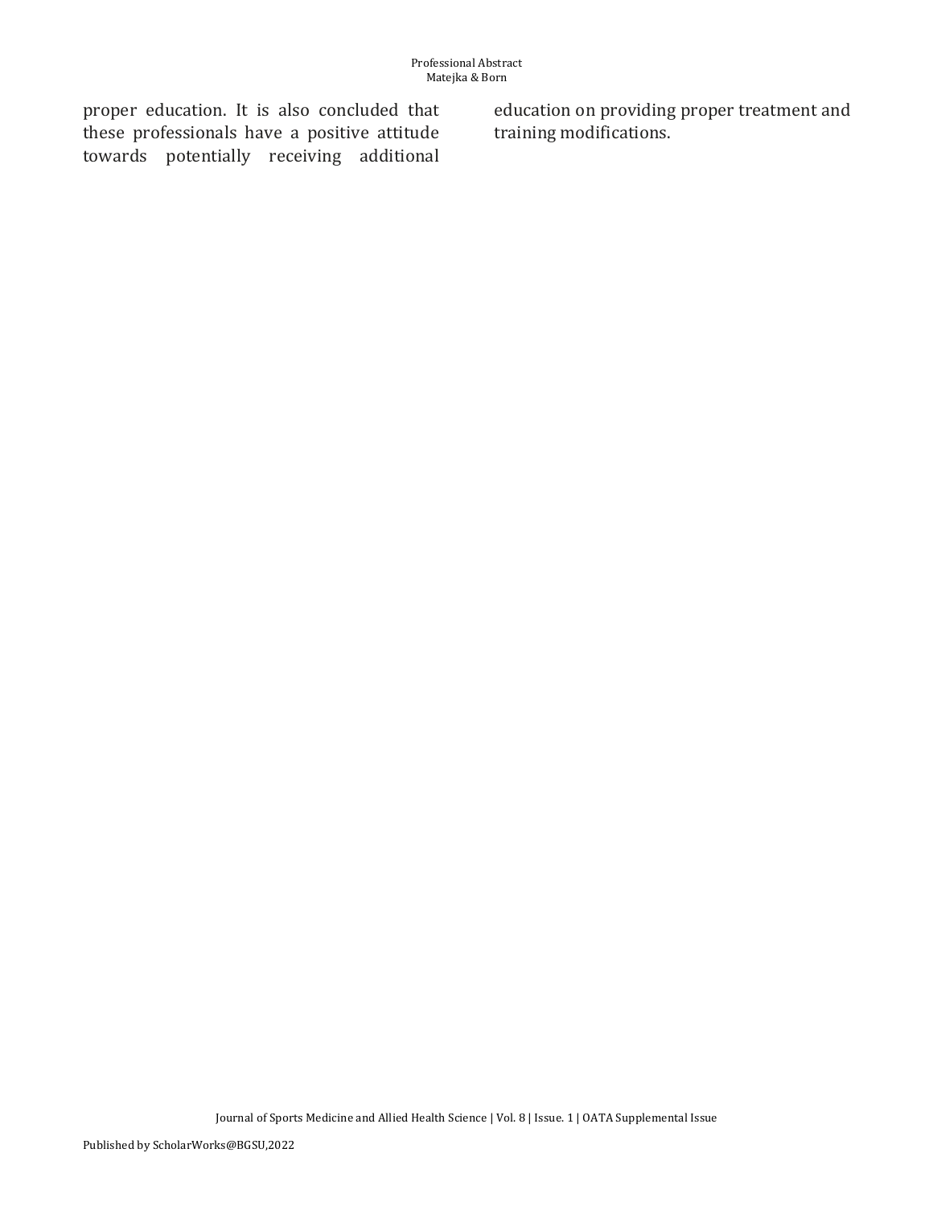proper education. It is also concluded that these professionals have a positive attitude towards potentially receiving additional education on providing proper treatment and training modifications.